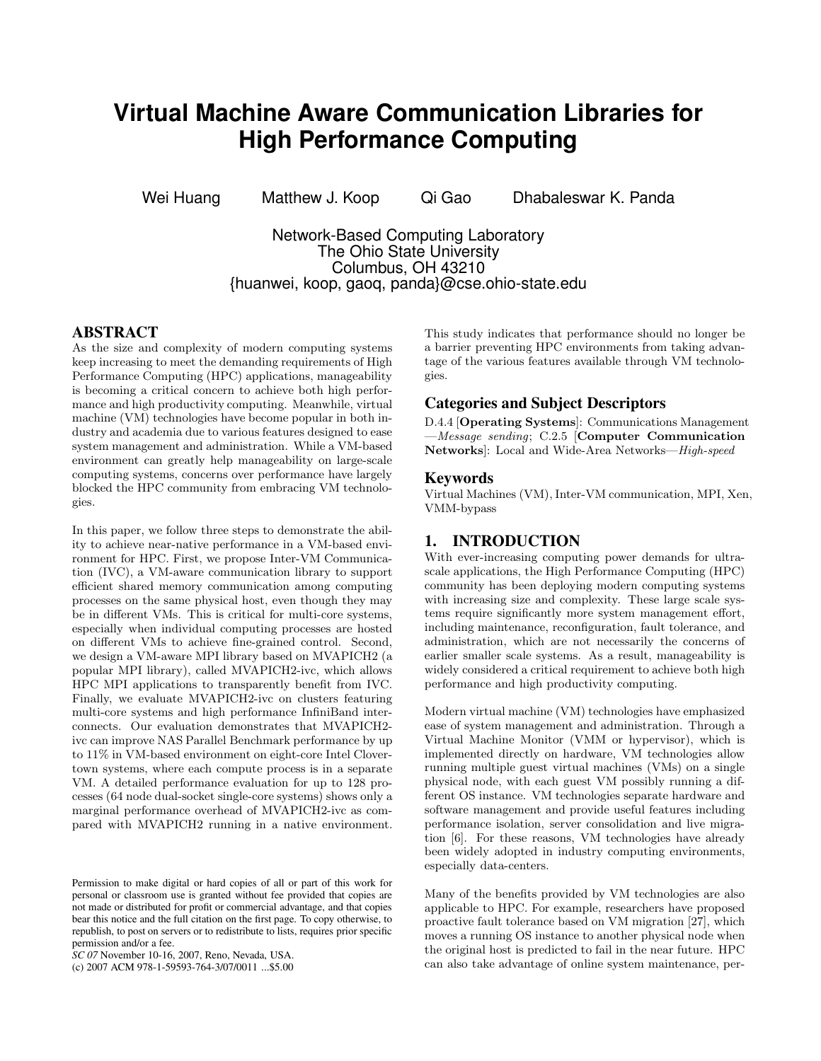# Virtual Machine Aware Communication Libraries for High Performance Computing

Wei Huang  Matthew J. Koop  Qi Gao  Dhabaleswar K. Panda

Network-Based Computing Laboratory
The Ohio State University
Columbus, OH 43210
{huanwei, koop, gaoq, panda}@cse.ohio-state.edu

## ABSTRACT

As the size and complexity of modern computing systems keep increasing to meet the demanding requirements of High Performance Computing (HPC) applications, manageability is becoming a critical concern to achieve both high performance and high productivity computing. Meanwhile, virtual machine (VM) technologies have become popular in both industry and academia due to various features designed to ease system management and administration. While a VM-based environment can greatly help manageability on large-scale computing systems, concerns over performance have largely blocked the HPC community from embracing VM technologies.

In this paper, we follow three steps to demonstrate the ability to achieve near-native performance in a VM-based environment for HPC. First, we propose Inter-VM Communication (IVC), a VM-aware communication library to support efficient shared memory communication among computing processes on the same physical host, even though they may be in different VMs. This is critical for multi-core systems, especially when individual computing processes are hosted on different VMs to achieve fine-grained control. Second, we design a VM-aware MPI library based on MVAPICH2 (a popular MPI library), called MVAPICH2-ivc, which allows HPC MPI applications to transparently benefit from IVC. Finally, we evaluate MVAPICH2-ivc on clusters featuring multi-core systems and high performance InfiniBand interconnects. Our evaluation demonstrates that MVAPICH2-ivc can improve NAS Parallel Benchmark performance by up to 11% in VM-based environment on eight-core Intel Clovertown systems, where each compute process is in a separate VM. A detailed performance evaluation for up to 128 processes (64 node dual-socket single-core systems) shows only a marginal performance overhead of MVAPICH2-ivc as compared with MVAPICH2 running in a native environment. This study indicates that performance should no longer be a barrier preventing HPC environments from taking advantage of the various features available through VM technologies.

Permission to make digital or hard copies of all or part of this work for personal or classroom use is granted without fee provided that copies are not made or distributed for profit or commercial advantage, and that copies bear this notice and the full citation on the first page. To copy otherwise, to republish, to post on servers or to redistribute to lists, requires prior specific permission and/or a fee.
*SC 07* November 10-16, 2007, Reno, Nevada, USA.
(c) 2007 ACM 978-1-59593-764-3/07/0011 ...$5.00

### Categories and Subject Descriptors

D.4.4 [**Operating Systems**]: Communications Management —*Message sending*; C.2.5 [**Computer Communication Networks**]: Local and Wide-Area Networks—*High-speed*

### Keywords

Virtual Machines (VM), Inter-VM communication, MPI, Xen, VMM-bypass

## 1. INTRODUCTION

With ever-increasing computing power demands for ultra-scale applications, the High Performance Computing (HPC) community has been deploying modern computing systems with increasing size and complexity. These large scale systems require significantly more system management effort, including maintenance, reconfiguration, fault tolerance, and administration, which are not necessarily the concerns of earlier smaller scale systems. As a result, manageability is widely considered a critical requirement to achieve both high performance and high productivity computing.

Modern virtual machine (VM) technologies have emphasized ease of system management and administration. Through a Virtual Machine Monitor (VMM or hypervisor), which is implemented directly on hardware, VM technologies allow running multiple guest virtual machines (VMs) on a single physical node, with each guest VM possibly running a different OS instance. VM technologies separate hardware and software management and provide useful features including performance isolation, server consolidation and live migration [6]. For these reasons, VM technologies have already been widely adopted in industry computing environments, especially data-centers.

Many of the benefits provided by VM technologies are also applicable to HPC. For example, researchers have proposed proactive fault tolerance based on VM migration [27], which moves a running OS instance to another physical node when the original host is predicted to fail in the near future. HPC can also take advantage of online system maintenance, per-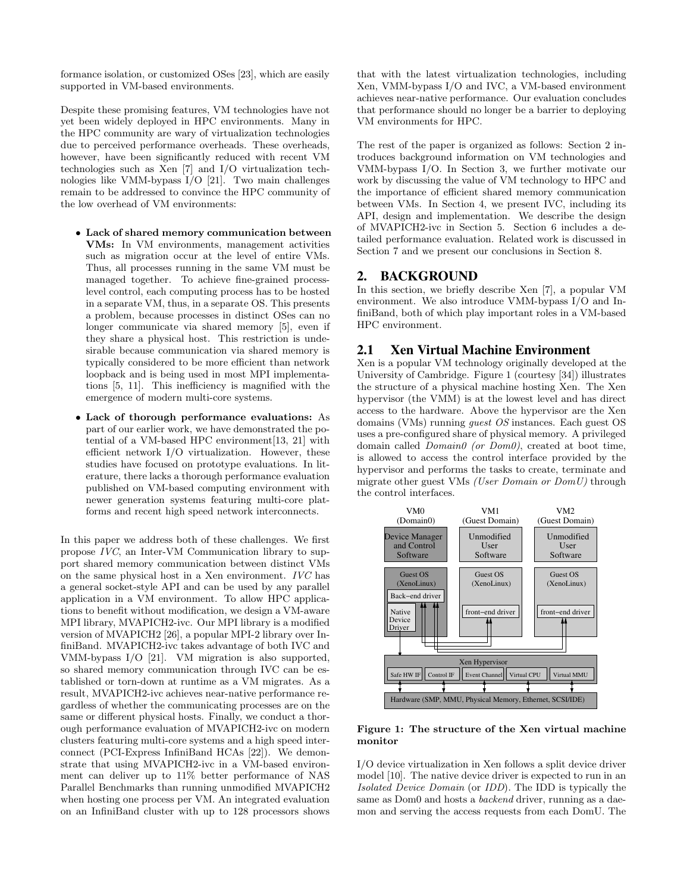formance isolation, or customized OSes [23], which are easily supported in VM-based environments.

Despite these promising features, VM technologies have not yet been widely deployed in HPC environments. Many in the HPC community are wary of virtualization technologies due to perceived performance overheads. These overheads, however, have been significantly reduced with recent VM technologies such as Xen [7] and I/O virtualization technologies like VMM-bypass I/O [21]. Two main challenges remain to be addressed to convince the HPC community of the low overhead of VM environments:

- **Lack of shared memory communication between VMs:** In VM environments, management activities such as migration occur at the level of entire VMs. Thus, all processes running in the same VM must be managed together. To achieve fine-grained process-level control, each computing process has to be hosted in a separate VM, thus, in a separate OS. This presents a problem, because processes in distinct OSes can no longer communicate via shared memory [5], even if they share a physical host. This restriction is undesirable because communication via shared memory is typically considered to be more efficient than network loopback and is being used in most MPI implementations [5, 11]. This inefficiency is magnified with the emergence of modern multi-core systems.
- **Lack of thorough performance evaluations:** As part of our earlier work, we have demonstrated the potential of a VM-based HPC environment[13, 21] with efficient network I/O virtualization. However, these studies have focused on prototype evaluations. In literature, there lacks a thorough performance evaluation published on VM-based computing environment with newer generation systems featuring multi-core platforms and recent high speed network interconnects.

In this paper we address both of these challenges. We first propose *IVC*, an Inter-VM Communication library to support shared memory communication between distinct VMs on the same physical host in a Xen environment. *IVC* has a general socket-style API and can be used by any parallel application in a VM environment. To allow HPC applications to benefit without modification, we design a VM-aware MPI library, MVAPICH2-ivc. Our MPI library is a modified version of MVAPICH2 [26], a popular MPI-2 library over InfiniBand. MVAPICH2-ivc takes advantage of both IVC and VMM-bypass I/O [21]. VM migration is also supported, so shared memory communication through IVC can be established or torn-down at runtime as a VM migrates. As a result, MVAPICH2-ivc achieves near-native performance regardless of whether the communicating processes are on the same or different physical hosts. Finally, we conduct a thorough performance evaluation of MVAPICH2-ivc on modern clusters featuring multi-core systems and a high speed interconnect (PCI-Express InfiniBand HCAs [22]). We demonstrate that using MVAPICH2-ivc in a VM-based environment can deliver up to 11% better performance of NAS Parallel Benchmarks than running unmodified MVAPICH2 when hosting one process per VM. An integrated evaluation on an InfiniBand cluster with up to 128 processors shows that with the latest virtualization technologies, including Xen, VMM-bypass I/O and IVC, a VM-based environment achieves near-native performance. Our evaluation concludes that performance should no longer be a barrier to deploying VM environments for HPC.

The rest of the paper is organized as follows: Section 2 introduces background information on VM technologies and VMM-bypass I/O. In Section 3, we further motivate our work by discussing the value of VM technology to HPC and the importance of efficient shared memory communication between VMs. In Section 4, we present IVC, including its API, design and implementation. We describe the design of MVAPICH2-ivc in Section 5. Section 6 includes a detailed performance evaluation. Related work is discussed in Section 7 and we present our conclusions in Section 8.

## 2. BACKGROUND

In this section, we briefly describe Xen [7], a popular VM environment. We also introduce VMM-bypass I/O and InfiniBand, both of which play important roles in a VM-based HPC environment.

### 2.1 Xen Virtual Machine Environment

Xen is a popular VM technology originally developed at the University of Cambridge. Figure 1 (courtesy [34]) illustrates the structure of a physical machine hosting Xen. The Xen hypervisor (the VMM) is at the lowest level and has direct access to the hardware. Above the hypervisor are the Xen domains (VMs) running *guest OS* instances. Each guest OS uses a pre-configured share of physical memory. A privileged domain called *Domain0 (or Dom0)*, created at boot time, is allowed to access the control interface provided by the hypervisor and performs the tasks to create, terminate and migrate other guest VMs *(User Domain or DomU)* through the control interfaces.

**Figure 1: The structure of the Xen virtual machine monitor**

I/O device virtualization in Xen follows a split device driver model [10]. The native device driver is expected to run in an *Isolated Device Domain* (or *IDD*). The IDD is typically the same as Dom0 and hosts a *backend* driver, running as a daemon and serving the access requests from each DomU. The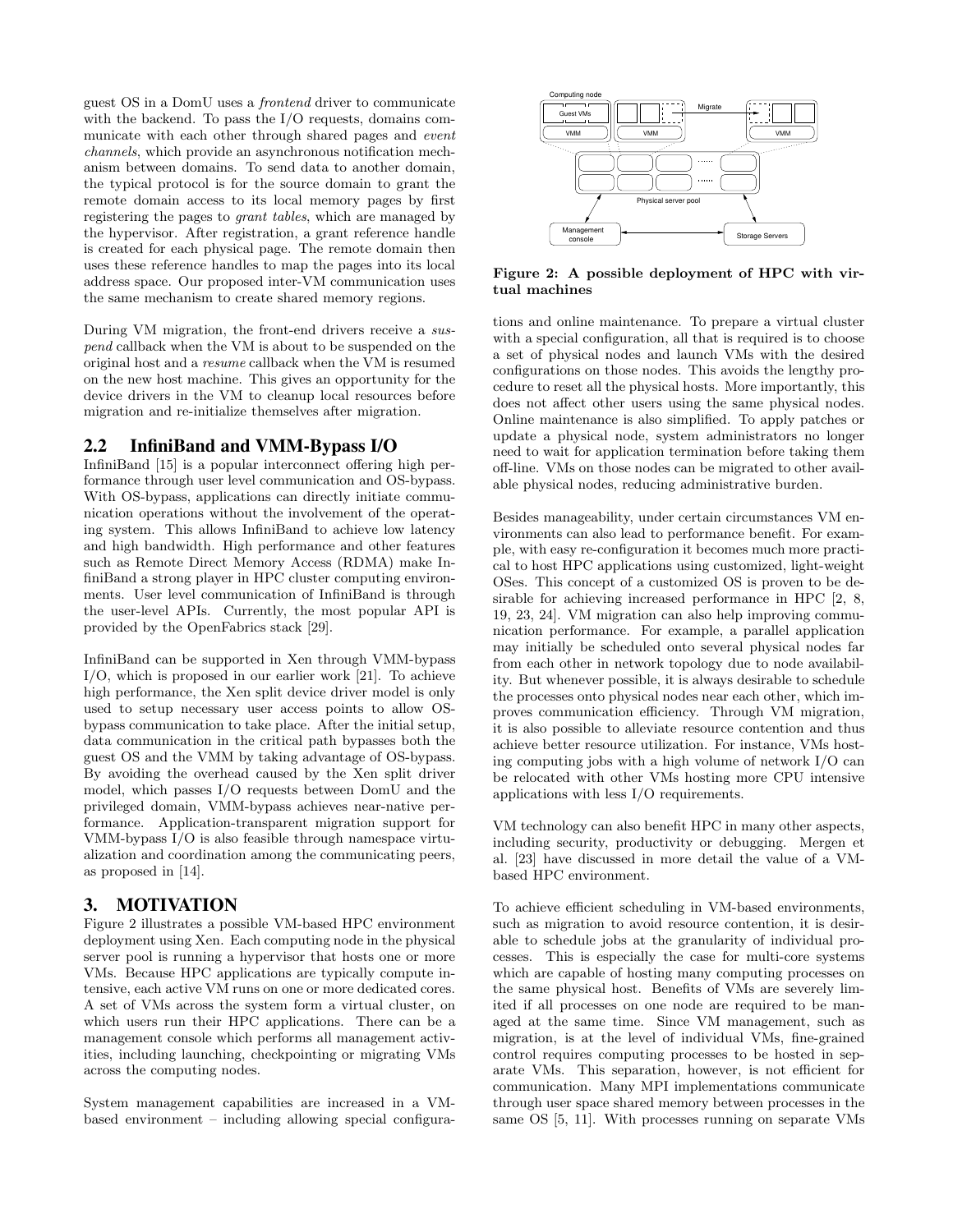guest OS in a DomU uses a *frontend* driver to communicate with the backend. To pass the I/O requests, domains communicate with each other through shared pages and *event channels*, which provide an asynchronous notification mechanism between domains. To send data to another domain, the typical protocol is for the source domain to grant the remote domain access to its local memory pages by first registering the pages to *grant tables*, which are managed by the hypervisor. After registration, a grant reference handle is created for each physical page. The remote domain then uses these reference handles to map the pages into its local address space. Our proposed inter-VM communication uses the same mechanism to create shared memory regions.

During VM migration, the front-end drivers receive a *suspend* callback when the VM is about to be suspended on the original host and a *resume* callback when the VM is resumed on the new host machine. This gives an opportunity for the device drivers in the VM to cleanup local resources before migration and re-initialize themselves after migration.

## 2.2 InfiniBand and VMM-Bypass I/O

InfiniBand [15] is a popular interconnect offering high performance through user level communication and OS-bypass. With OS-bypass, applications can directly initiate communication operations without the involvement of the operating system. This allows InfiniBand to achieve low latency and high bandwidth. High performance and other features such as Remote Direct Memory Access (RDMA) make InfiniBand a strong player in HPC cluster computing environments. User level communication of InfiniBand is through the user-level APIs. Currently, the most popular API is provided by the OpenFabrics stack [29].

InfiniBand can be supported in Xen through VMM-bypass I/O, which is proposed in our earlier work [21]. To achieve high performance, the Xen split device driver model is only used to setup necessary user access points to allow OS-bypass communication to take place. After the initial setup, data communication in the critical path bypasses both the guest OS and the VMM by taking advantage of OS-bypass. By avoiding the overhead caused by the Xen split driver model, which passes I/O requests between DomU and the privileged domain, VMM-bypass achieves near-native performance. Application-transparent migration support for VMM-bypass I/O is also feasible through namespace virtualization and coordination among the communicating peers, as proposed in [14].

# 3. MOTIVATION

Figure 2 illustrates a possible VM-based HPC environment deployment using Xen. Each computing node in the physical server pool is running a hypervisor that hosts one or more VMs. Because HPC applications are typically compute intensive, each active VM runs on one or more dedicated cores. A set of VMs across the system form a virtual cluster, on which users run their HPC applications. There can be a management console which performs all management activities, including launching, checkpointing or migrating VMs across the computing nodes.

System management capabilities are increased in a VM-based environment – including allowing special configurations and online maintenance. To prepare a virtual cluster with a special configuration, all that is required is to choose a set of physical nodes and launch VMs with the desired configurations on those nodes. This avoids the lengthy procedure to reset all the physical hosts. More importantly, this does not affect other users using the same physical nodes. Online maintenance is also simplified. To apply patches or update a physical node, system administrators no longer need to wait for application termination before taking them off-line. VMs on those nodes can be migrated to other available physical nodes, reducing administrative burden.

Computing node
Guest VMs
VMM
Migrate
VMM
VMM
Physical server pool
Management console
Storage Servers

**Figure 2: A possible deployment of HPC with virtual machines**

Besides manageability, under certain circumstances VM environments can also lead to performance benefit. For example, with easy re-configuration it becomes much more practical to host HPC applications using customized, light-weight OSes. This concept of a customized OS is proven to be desirable for achieving increased performance in HPC [2, 8, 19, 23, 24]. VM migration can also help improving communication performance. For example, a parallel application may initially be scheduled onto several physical nodes far from each other in network topology due to node availability. But whenever possible, it is always desirable to schedule the processes onto physical nodes near each other, which improves communication efficiency. Through VM migration, it is also possible to alleviate resource contention and thus achieve better resource utilization. For instance, VMs hosting computing jobs with a high volume of network I/O can be relocated with other VMs hosting more CPU intensive applications with less I/O requirements.

VM technology can also benefit HPC in many other aspects, including security, productivity or debugging. Mergen et al. [23] have discussed in more detail the value of a VM-based HPC environment.

To achieve efficient scheduling in VM-based environments, such as migration to avoid resource contention, it is desirable to schedule jobs at the granularity of individual processes. This is especially the case for multi-core systems which are capable of hosting many computing processes on the same physical host. Benefits of VMs are severely limited if all processes on one node are required to be managed at the same time. Since VM management, such as migration, is at the level of individual VMs, fine-grained control requires computing processes to be hosted in separate VMs. This separation, however, is not efficient for communication. Many MPI implementations communicate through user space shared memory between processes in the same OS [5, 11]. With processes running on separate VMs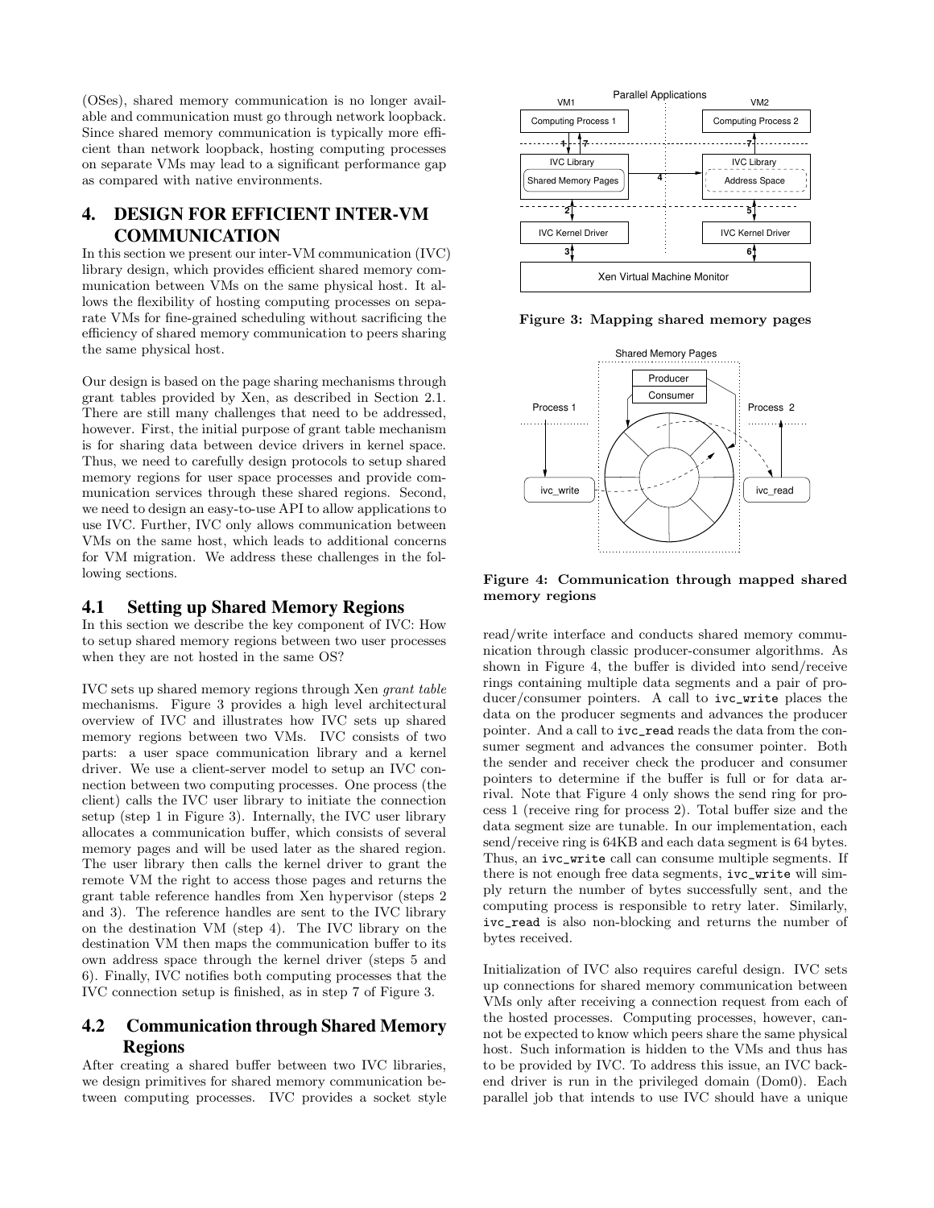(OSes), shared memory communication is no longer available and communication must go through network loopback. Since shared memory communication is typically more efficient than network loopback, hosting computing processes on separate VMs may lead to a significant performance gap as compared with native environments.

## 4. DESIGN FOR EFFICIENT INTER-VM COMMUNICATION

In this section we present our inter-VM communication (IVC) library design, which provides efficient shared memory communication between VMs on the same physical host. It allows the flexibility of hosting computing processes on separate VMs for fine-grained scheduling without sacrificing the efficiency of shared memory communication to peers sharing the same physical host.

Our design is based on the page sharing mechanisms through grant tables provided by Xen, as described in Section 2.1. There are still many challenges that need to be addressed, however. First, the initial purpose of grant table mechanism is for sharing data between device drivers in kernel space. Thus, we need to carefully design protocols to setup shared memory regions for user space processes and provide communication services through these shared regions. Second, we need to design an easy-to-use API to allow applications to use IVC. Further, IVC only allows communication between VMs on the same host, which leads to additional concerns for VM migration. We address these challenges in the following sections.

### 4.1 Setting up Shared Memory Regions

In this section we describe the key component of IVC: How to setup shared memory regions between two user processes when they are not hosted in the same OS?

IVC sets up shared memory regions through Xen *grant table* mechanisms. Figure 3 provides a high level architectural overview of IVC and illustrates how IVC sets up shared memory regions between two VMs. IVC consists of two parts: a user space communication library and a kernel driver. We use a client-server model to setup an IVC connection between two computing processes. One process (the client) calls the IVC user library to initiate the connection setup (step 1 in Figure 3). Internally, the IVC user library allocates a communication buffer, which consists of several memory pages and will be used later as the shared region. The user library then calls the kernel driver to grant the remote VM the right to access those pages and returns the grant table reference handles from Xen hypervisor (steps 2 and 3). The reference handles are sent to the IVC library on the destination VM (step 4). The IVC library on the destination VM then maps the communication buffer to its own address space through the kernel driver (steps 5 and 6). Finally, IVC notifies both computing processes that the IVC connection setup is finished, as in step 7 of Figure 3.

### 4.2 Communication through Shared Memory Regions

After creating a shared buffer between two IVC libraries, we design primitives for shared memory communication between computing processes. IVC provides a socket style read/write interface and conducts shared memory communication through classic producer-consumer algorithms. As shown in Figure 4, the buffer is divided into send/receive rings containing multiple data segments and a pair of producer/consumer pointers. A call to `ivc_write` places the data on the producer segments and advances the producer pointer. And a call to `ivc_read` reads the data from the consumer segment and advances the consumer pointer. Both the sender and receiver check the producer and consumer pointers to determine if the buffer is full or for data arrival. Note that Figure 4 only shows the send ring for process 1 (receive ring for process 2). Total buffer size and the data segment size are tunable. In our implementation, each send/receive ring is 64KB and each data segment is 64 bytes. Thus, an `ivc_write` call can consume multiple segments. If there is not enough free data segments, `ivc_write` will simply return the number of bytes successfully sent, and the computing process is responsible to retry later. Similarly, `ivc_read` is also non-blocking and returns the number of bytes received.

**Figure 3: Mapping shared memory pages**

**Figure 4: Communication through mapped shared memory regions**

Initialization of IVC also requires careful design. IVC sets up connections for shared memory communication between VMs only after receiving a connection request from each of the hosted processes. Computing processes, however, cannot be expected to know which peers share the same physical host. Such information is hidden to the VMs and thus has to be provided by IVC. To address this issue, an IVC backend driver is run in the privileged domain (Dom0). Each parallel job that intends to use IVC should have a unique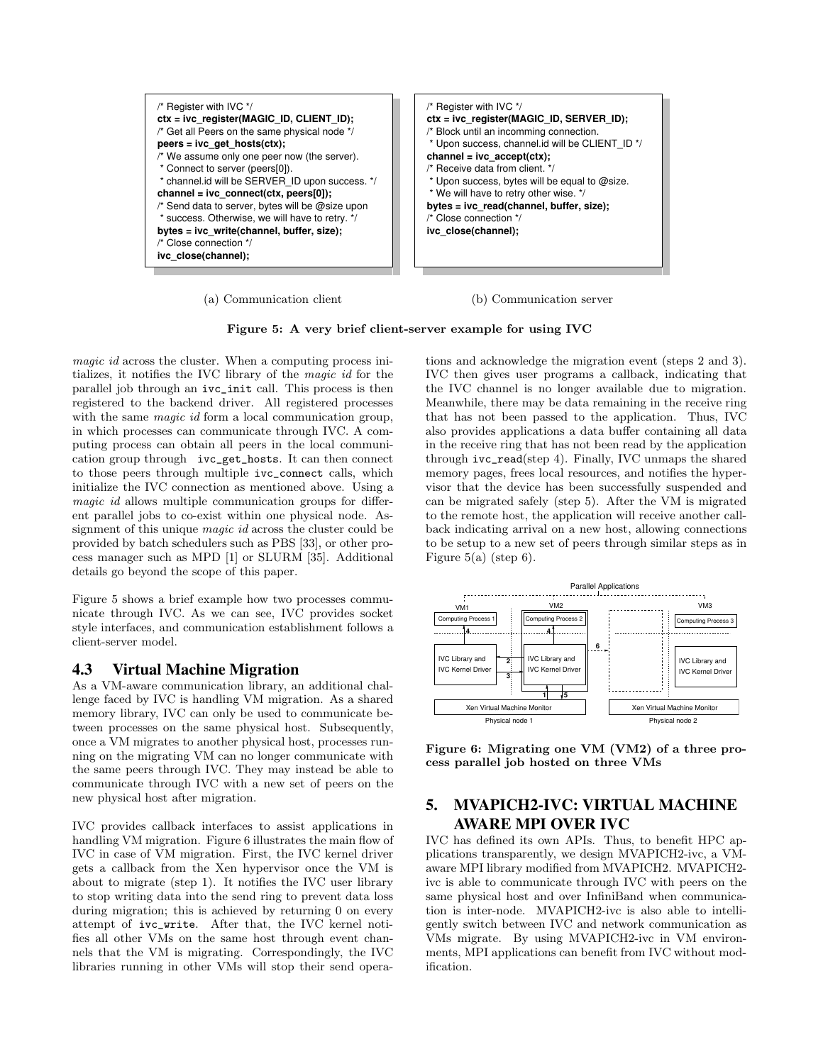```
/* Register with IVC */
ctx = ivc_register(MAGIC_ID, CLIENT_ID);
/* Get all Peers on the same physical node */
peers = ivc_get_hosts(ctx);
/* We assume only one peer now (the server).
 * Connect to server (peers[0]).
 * channel.id will be SERVER_ID upon success. */
channel = ivc_connect(ctx, peers[0]);
/* Send data to server, bytes will be @size upon
 * success. Otherwise, we will have to retry. */
bytes = ivc_write(channel, buffer, size);
/* Close connection */
ivc_close(channel);
```

(a) Communication client

```
/* Register with IVC */
ctx = ivc_register(MAGIC_ID, SERVER_ID);
/* Block until an incomming connection.
 * Upon success, channel.id will be CLIENT_ID */
channel = ivc_accept(ctx);
/* Receive data from client. */
 * Upon success, bytes will be equal to @size.
 * We will have to retry other wise. */
bytes = ivc_read(channel, buffer, size);
/* Close connection */
ivc_close(channel);
```

(b) Communication server

**Figure 5: A very brief client-server example for using IVC**

*magic id* across the cluster. When a computing process initializes, it notifies the IVC library of the *magic id* for the parallel job through an `ivc_init` call. This process is then registered to the backend driver. All registered processes with the same *magic id* form a local communication group, in which processes can communicate through IVC. A computing process can obtain all peers in the local communication group through `ivc_get_hosts`. It can then connect to those peers through multiple `ivc_connect` calls, which initialize the IVC connection as mentioned above. Using a *magic id* allows multiple communication groups for different parallel jobs to co-exist within one physical node. Assignment of this unique *magic id* across the cluster could be provided by batch schedulers such as PBS [33], or other process manager such as MPD [1] or SLURM [35]. Additional details go beyond the scope of this paper.

Figure 5 shows a brief example how two processes communicate through IVC. As we can see, IVC provides socket style interfaces, and communication establishment follows a client-server model.

### 4.3 Virtual Machine Migration

As a VM-aware communication library, an additional challenge faced by IVC is handling VM migration. As a shared memory library, IVC can only be used to communicate between processes on the same physical host. Subsequently, once a VM migrates to another physical host, processes running on the migrating VM can no longer communicate with the same peers through IVC. They may instead be able to communicate through IVC with a new set of peers on the new physical host after migration.

IVC provides callback interfaces to assist applications in handling VM migration. Figure 6 illustrates the main flow of IVC in case of VM migration. First, the IVC kernel driver gets a callback from the Xen hypervisor once the VM is about to migrate (step 1). It notifies the IVC user library to stop writing data into the send ring to prevent data loss during migration; this is achieved by returning 0 on every attempt of `ivc_write`. After that, the IVC kernel notifies all other VMs on the same host through event channels that the VM is migrating. Correspondingly, the IVC libraries running in other VMs will stop their send operations and acknowledge the migration event (steps 2 and 3). IVC then gives user programs a callback, indicating that the IVC channel is no longer available due to migration. Meanwhile, there may be data remaining in the receive ring that has not been passed to the application. Thus, IVC also provides applications a data buffer containing all data in the receive ring that has not been read by the application through `ivc_read`(step 4). Finally, IVC unmaps the shared memory pages, frees local resources, and notifies the hypervisor that the device has been successfully suspended and can be migrated safely (step 5). After the VM is migrated to the remote host, the application will receive another callback indicating arrival on a new host, allowing connections to be setup to a new set of peers through similar steps as in Figure 5(a) (step 6).

**Figure 6: Migrating one VM (VM2) of a three process parallel job hosted on three VMs**

## 5. MVAPICH2-IVC: VIRTUAL MACHINE AWARE MPI OVER IVC

IVC has defined its own APIs. Thus, to benefit HPC applications transparently, we design MVAPICH2-ivc, a VM-aware MPI library modified from MVAPICH2. MVAPICH2-ivc is able to communicate through IVC with peers on the same physical host and over InfiniBand when communication is inter-node. MVAPICH2-ivc is also able to intelligently switch between IVC and network communication as VMs migrate. By using MVAPICH2-ivc in VM environments, MPI applications can benefit from IVC without modification.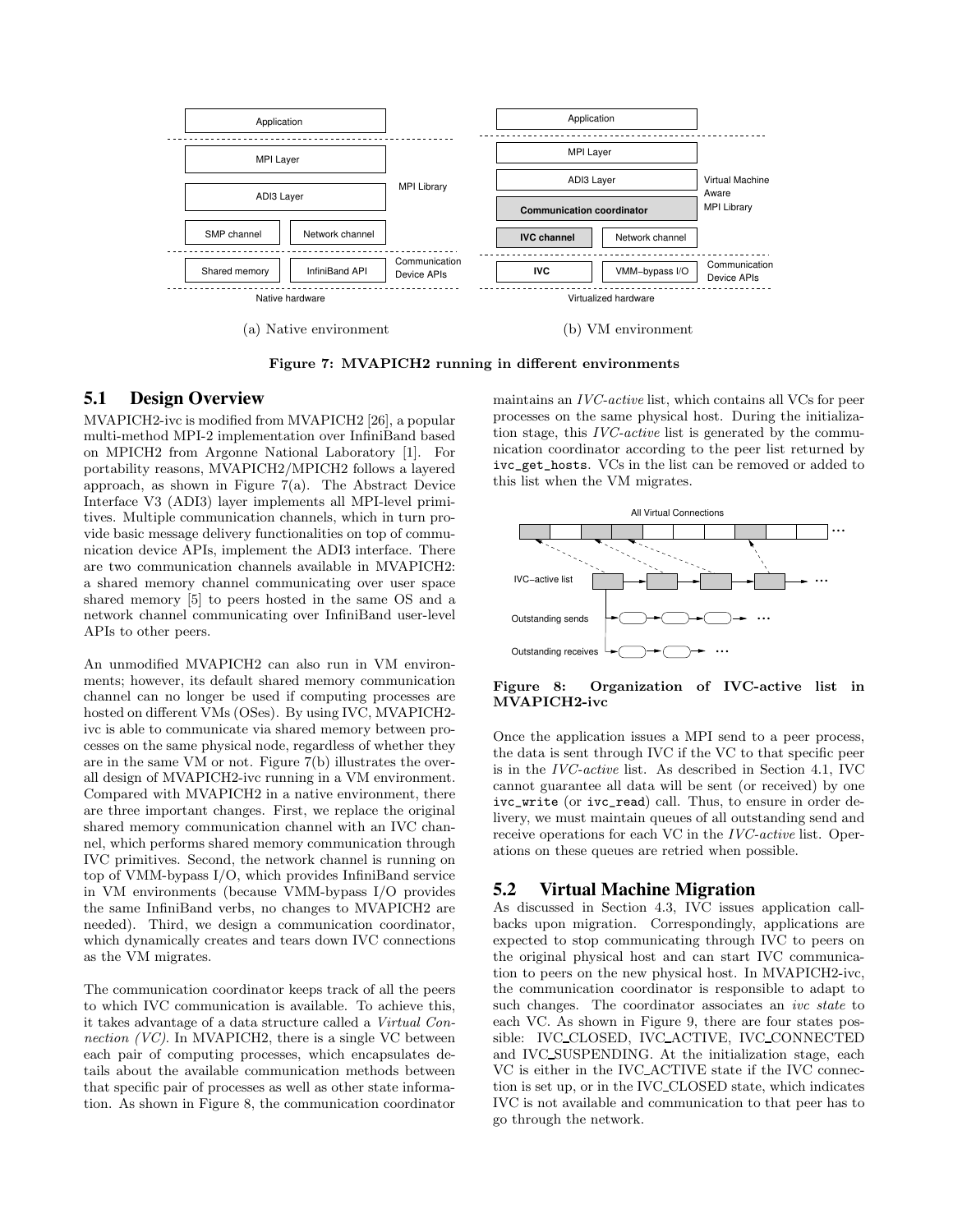(a) Native environment

(b) VM environment

**Figure 7: MVAPICH2 running in different environments**

## 5.1 Design Overview

MVAPICH2-ivc is modified from MVAPICH2 [26], a popular multi-method MPI-2 implementation over InfiniBand based on MPICH2 from Argonne National Laboratory [1]. For portability reasons, MVAPICH2/MPICH2 follows a layered approach, as shown in Figure 7(a). The Abstract Device Interface V3 (ADI3) layer implements all MPI-level primitives. Multiple communication channels, which in turn provide basic message delivery functionalities on top of communication device APIs, implement the ADI3 interface. There are two communication channels available in MVAPICH2: a shared memory channel communicating over user space shared memory [5] to peers hosted in the same OS and a network channel communicating over InfiniBand user-level APIs to other peers.

An unmodified MVAPICH2 can also run in VM environments; however, its default shared memory communication channel can no longer be used if computing processes are hosted on different VMs (OSes). By using IVC, MVAPICH2-ivc is able to communicate via shared memory between processes on the same physical node, regardless of whether they are in the same VM or not. Figure 7(b) illustrates the overall design of MVAPICH2-ivc running in a VM environment. Compared with MVAPICH2 in a native environment, there are three important changes. First, we replace the original shared memory communication channel with an IVC channel, which performs shared memory communication through IVC primitives. Second, the network channel is running on top of VMM-bypass I/O, which provides InfiniBand service in VM environments (because VMM-bypass I/O provides the same InfiniBand verbs, no changes to MVAPICH2 are needed). Third, we design a communication coordinator, which dynamically creates and tears down IVC connections as the VM migrates.

The communication coordinator keeps track of all the peers to which IVC communication is available. To achieve this, it takes advantage of a data structure called a *Virtual Connection (VC)*. In MVAPICH2, there is a single VC between each pair of computing processes, which encapsulates details about the available communication methods between that specific pair of processes as well as other state information. As shown in Figure 8, the communication coordinator maintains an *IVC-active* list, which contains all VCs for peer processes on the same physical host. During the initialization stage, this *IVC-active* list is generated by the communication coordinator according to the peer list returned by `ivc_get_hosts`. VCs in the list can be removed or added to this list when the VM migrates.

**Figure 8: Organization of IVC-active list in MVAPICH2-ivc**

Once the application issues a MPI send to a peer process, the data is sent through IVC if the VC to that specific peer is in the *IVC-active* list. As described in Section 4.1, IVC cannot guarantee all data will be sent (or received) by one `ivc_write` (or `ivc_read`) call. Thus, to ensure in order delivery, we must maintain queues of all outstanding send and receive operations for each VC in the *IVC-active* list. Operations on these queues are retried when possible.

## 5.2 Virtual Machine Migration

As discussed in Section 4.3, IVC issues application callbacks upon migration. Correspondingly, applications are expected to stop communicating through IVC to peers on the original physical host and can start IVC communication to peers on the new physical host. In MVAPICH2-ivc, the communication coordinator is responsible to adapt to such changes. The coordinator associates an *ivc state* to each VC. As shown in Figure 9, there are four states possible: IVC_CLOSED, IVC_ACTIVE, IVC_CONNECTED and IVC_SUSPENDING. At the initialization stage, each VC is either in the IVC_ACTIVE state if the IVC connection is set up, or in the IVC_CLOSED state, which indicates IVC is not available and communication to that peer has to go through the network.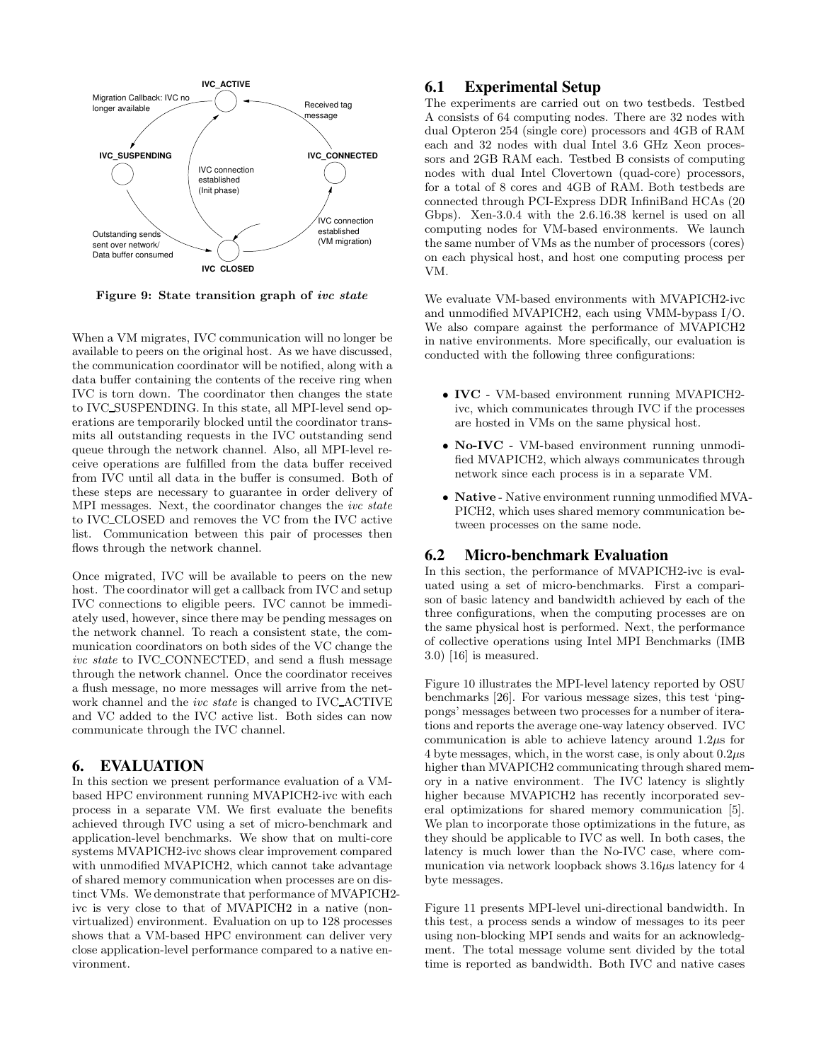Figure 9: State transition graph of *ivc state*

When a VM migrates, IVC communication will no longer be available to peers on the original host. As we have discussed, the communication coordinator will be notified, along with a data buffer containing the contents of the receive ring when IVC is torn down. The coordinator then changes the state to IVC_SUSPENDING. In this state, all MPI-level send operations are temporarily blocked until the coordinator transmits all outstanding requests in the IVC outstanding send queue through the network channel. Also, all MPI-level receive operations are fulfilled from the data buffer received from IVC until all data in the buffer is consumed. Both of these steps are necessary to guarantee in order delivery of MPI messages. Next, the coordinator changes the *ivc state* to IVC_CLOSED and removes the VC from the IVC active list. Communication between this pair of processes then flows through the network channel.

Once migrated, IVC will be available to peers on the new host. The coordinator will get a callback from IVC and setup IVC connections to eligible peers. IVC cannot be immediately used, however, since there may be pending messages on the network channel. To reach a consistent state, the communication coordinators on both sides of the VC change the *ivc state* to IVC_CONNECTED, and send a flush message through the network channel. Once the coordinator receives a flush message, no more messages will arrive from the network channel and the *ivc state* is changed to IVC_ACTIVE and VC added to the IVC active list. Both sides can now communicate through the IVC channel.

# 6. EVALUATION

In this section we present performance evaluation of a VM-based HPC environment running MVAPICH2-ivc with each process in a separate VM. We first evaluate the benefits achieved through IVC using a set of micro-benchmark and application-level benchmarks. We show that on multi-core systems MVAPICH2-ivc shows clear improvement compared with unmodified MVAPICH2, which cannot take advantage of shared memory communication when processes are on distinct VMs. We demonstrate that performance of MVAPICH2-ivc is very close to that of MVAPICH2 in a native (non-virtualized) environment. Evaluation on up to 128 processes shows that a VM-based HPC environment can deliver very close application-level performance compared to a native environment.

## 6.1 Experimental Setup

The experiments are carried out on two testbeds. Testbed A consists of 64 computing nodes. There are 32 nodes with dual Opteron 254 (single core) processors and 4GB of RAM each and 32 nodes with dual Intel 3.6 GHz Xeon processors and 2GB RAM each. Testbed B consists of computing nodes with dual Intel Clovertown (quad-core) processors, for a total of 8 cores and 4GB of RAM. Both testbeds are connected through PCI-Express DDR InfiniBand HCAs (20 Gbps). Xen-3.0.4 with the 2.6.16.38 kernel is used on all computing nodes for VM-based environments. We launch the same number of VMs as the number of processors (cores) on each physical host, and host one computing process per VM.

We evaluate VM-based environments with MVAPICH2-ivc and unmodified MVAPICH2, each using VMM-bypass I/O. We also compare against the performance of MVAPICH2 in native environments. More specifically, our evaluation is conducted with the following three configurations:

- **IVC** - VM-based environment running MVAPICH2-ivc, which communicates through IVC if the processes are hosted in VMs on the same physical host.
- **No-IVC** - VM-based environment running unmodified MVAPICH2, which always communicates through network since each process is in a separate VM.
- **Native** - Native environment running unmodified MVAPICH2, which uses shared memory communication between processes on the same node.

## 6.2 Micro-benchmark Evaluation

In this section, the performance of MVAPICH2-ivc is evaluated using a set of micro-benchmarks. First a comparison of basic latency and bandwidth achieved by each of the three configurations, when the computing processes are on the same physical host is performed. Next, the performance of collective operations using Intel MPI Benchmarks (IMB 3.0) [16] is measured.

Figure 10 illustrates the MPI-level latency reported by OSU benchmarks [26]. For various message sizes, this test 'ping-pongs' messages between two processes for a number of iterations and reports the average one-way latency observed. IVC communication is able to achieve latency around $1.2\mu s$ for 4 byte messages, which, in the worst case, is only about $0.2\mu s$ higher than MVAPICH2 communicating through shared memory in a native environment. The IVC latency is slightly higher because MVAPICH2 has recently incorporated several optimizations for shared memory communication [5]. We plan to incorporate those optimizations in the future, as they should be applicable to IVC as well. In both cases, the latency is much lower than the No-IVC case, where communication via network loopback shows $3.16\mu s$ latency for 4 byte messages.

Figure 11 presents MPI-level uni-directional bandwidth. In this test, a process sends a window of messages to its peer using non-blocking MPI sends and waits for an acknowledgment. The total message volume sent divided by the total time is reported as bandwidth. Both IVC and native cases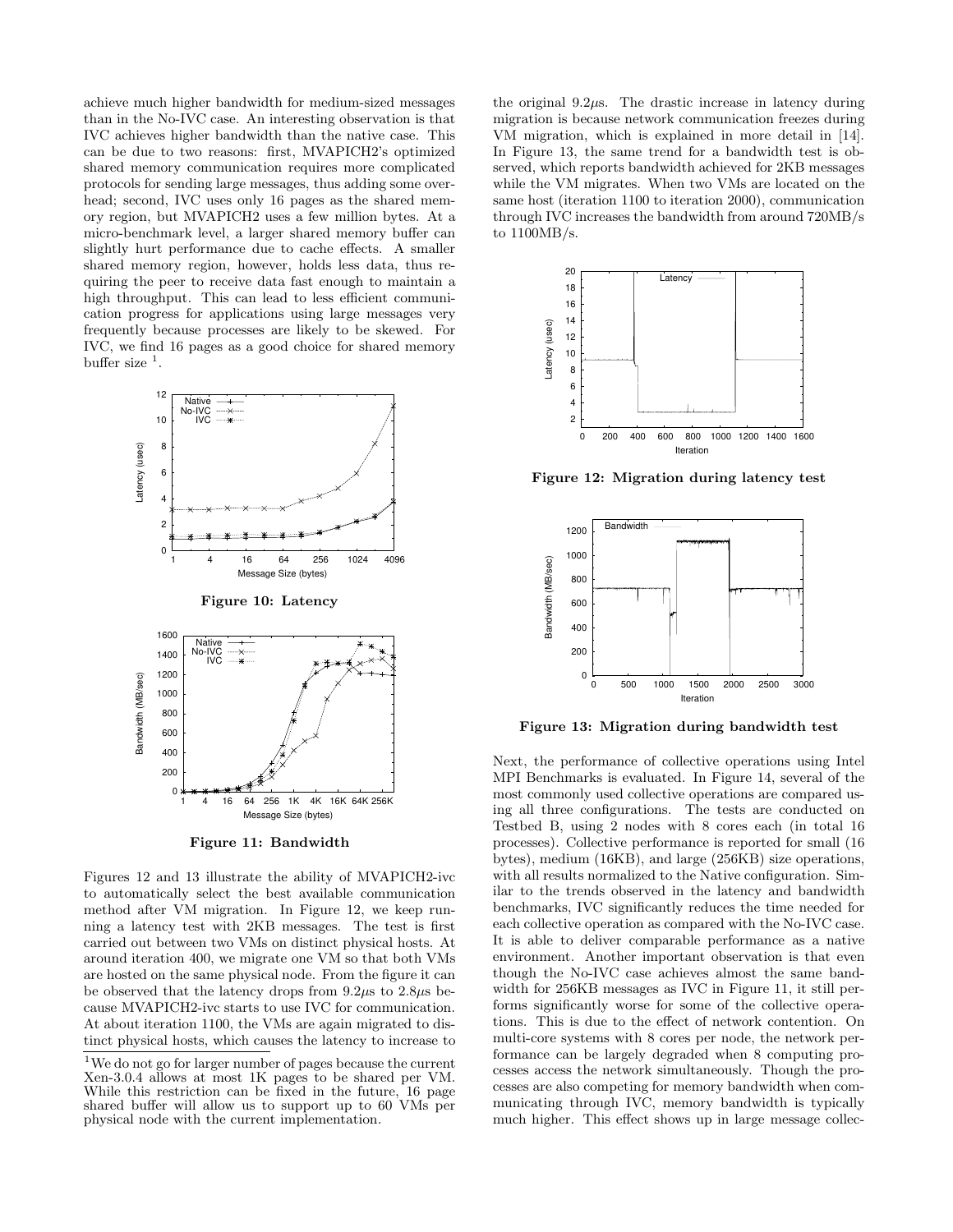achieve much higher bandwidth for medium-sized messages than in the No-IVC case. An interesting observation is that IVC achieves higher bandwidth than the native case. This can be due to two reasons: first, MVAPICH2's optimized shared memory communication requires more complicated protocols for sending large messages, thus adding some overhead; second, IVC uses only 16 pages as the shared memory region, but MVAPICH2 uses a few million bytes. At a micro-benchmark level, a larger shared memory buffer can slightly hurt performance due to cache effects. A smaller shared memory region, however, holds less data, thus requiring the peer to receive data fast enough to maintain a high throughput. This can lead to less efficient communication progress for applications using large messages very frequently because processes are likely to be skewed. For IVC, we find 16 pages as a good choice for shared memory buffer size [1].

**Figure 10: Latency**

**Figure 11: Bandwidth**

Figures 12 and 13 illustrate the ability of MVAPICH2-ivc to automatically select the best available communication method after VM migration. In Figure 12, we keep running a latency test with 2KB messages. The test is first carried out between two VMs on distinct physical hosts. At around iteration 400, we migrate one VM so that both VMs are hosted on the same physical node. From the figure it can be observed that the latency drops from 9.2$\mu$s to 2.8$\mu$s because MVAPICH2-ivc starts to use IVC for communication. At about iteration 1100, the VMs are again migrated to distinct physical hosts, which causes the latency to increase to the original 9.2$\mu$s. The drastic increase in latency during migration is because network communication freezes during VM migration, which is explained in more detail in [14]. In Figure 13, the same trend for a bandwidth test is observed, which reports bandwidth achieved for 2KB messages while the VM migrates. When two VMs are located on the same host (iteration 1100 to iteration 2000), communication through IVC increases the bandwidth from around 720MB/s to 1100MB/s.

**Figure 12: Migration during latency test**

**Figure 13: Migration during bandwidth test**

Next, the performance of collective operations using Intel MPI Benchmarks is evaluated. In Figure 14, several of the most commonly used collective operations are compared using all three configurations. The tests are conducted on Testbed B, using 2 nodes with 8 cores each (in total 16 processes). Collective performance is reported for small (16 bytes), medium (16KB), and large (256KB) size operations, with all results normalized to the Native configuration. Similar to the trends observed in the latency and bandwidth benchmarks, IVC significantly reduces the time needed for each collective operation as compared with the No-IVC case. It is able to deliver comparable performance as a native environment. Another important observation is that even though the No-IVC case achieves almost the same bandwidth for 256KB messages as IVC in Figure 11, it still performs significantly worse for some of the collective operations. This is due to the effect of network contention. On multi-core systems with 8 cores per node, the network performance can be largely degraded when 8 computing processes access the network simultaneously. Though the processes are also competing for memory bandwidth when communicating through IVC, memory bandwidth is typically much higher. This effect shows up in large message collec-

[1] We do not go for larger number of pages because the current Xen-3.0.4 allows at most 1K pages to be shared per VM. While this restriction can be fixed in the future, 16 page shared buffer will allow us to support up to 60 VMs per physical node with the current implementation.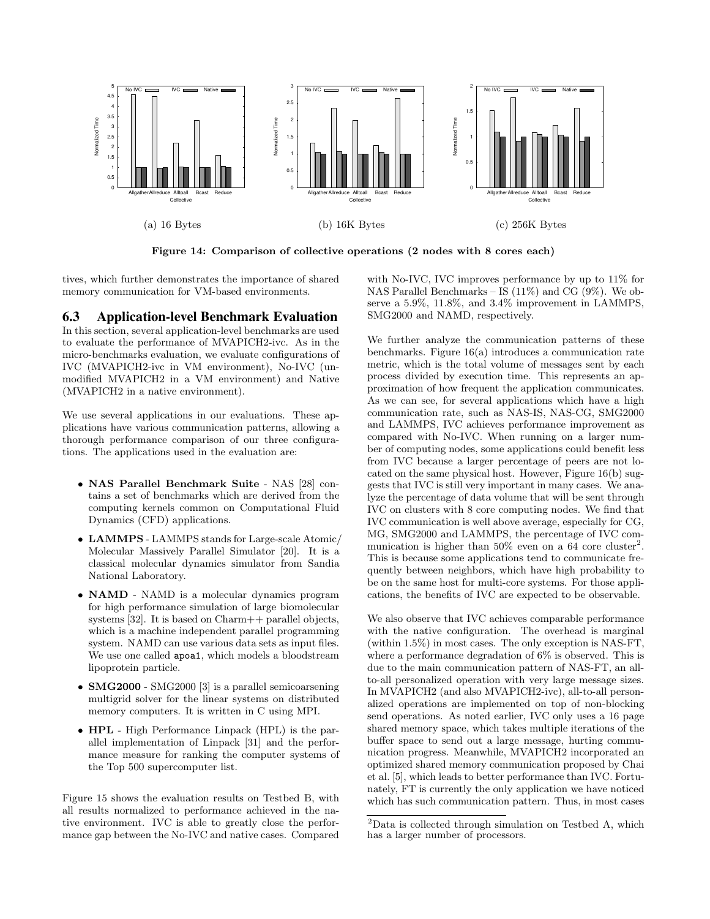(a) 16 Bytes

(b) 16K Bytes

(c) 256K Bytes

**Figure 14: Comparison of collective operations (2 nodes with 8 cores each)**

tives, which further demonstrates the importance of shared memory communication for VM-based environments.

## 6.3 Application-level Benchmark Evaluation

In this section, several application-level benchmarks are used to evaluate the performance of MVAPICH2-ivc. As in the micro-benchmarks evaluation, we evaluate configurations of IVC (MVAPICH2-ivc in VM environment), No-IVC (unmodified MVAPICH2 in a VM environment) and Native (MVAPICH2 in a native environment).

We use several applications in our evaluations. These applications have various communication patterns, allowing a thorough performance comparison of our three configurations. The applications used in the evaluation are:

- **NAS Parallel Benchmark Suite** - NAS [28] contains a set of benchmarks which are derived from the computing kernels common on Computational Fluid Dynamics (CFD) applications.
- **LAMMPS** - LAMMPS stands for Large-scale Atomic/ Molecular Massively Parallel Simulator [20]. It is a classical molecular dynamics simulator from Sandia National Laboratory.
- **NAMD** - NAMD is a molecular dynamics program for high performance simulation of large biomolecular systems [32]. It is based on Charm++ parallel objects, which is a machine independent parallel programming system. NAMD can use various data sets as input files. We use one called `apoa1`, which models a bloodstream lipoprotein particle.
- **SMG2000** - SMG2000 [3] is a parallel semicoarsening multigrid solver for the linear systems on distributed memory computers. It is written in C using MPI.
- **HPL** - High Performance Linpack (HPL) is the parallel implementation of Linpack [31] and the performance measure for ranking the computer systems of the Top 500 supercomputer list.

Figure 15 shows the evaluation results on Testbed B, with all results normalized to performance achieved in the native environment. IVC is able to greatly close the performance gap between the No-IVC and native cases. Compared with No-IVC, IVC improves performance by up to 11% for NAS Parallel Benchmarks – IS (11%) and CG (9%). We observe a 5.9%, 11.8%, and 3.4% improvement in LAMMPS, SMG2000 and NAMD, respectively.

We further analyze the communication patterns of these benchmarks. Figure 16(a) introduces a communication rate metric, which is the total volume of messages sent by each process divided by execution time. This represents an approximation of how frequent the application communicates. As we can see, for several applications which have a high communication rate, such as NAS-IS, NAS-CG, SMG2000 and LAMMPS, IVC achieves performance improvement as compared with No-IVC. When running on a larger number of computing nodes, some applications could benefit less from IVC because a larger percentage of peers are not located on the same physical host. However, Figure 16(b) suggests that IVC is still very important in many cases. We analyze the percentage of data volume that will be sent through IVC on clusters with 8 core computing nodes. We find that IVC communication is well above average, especially for CG, MG, SMG2000 and LAMMPS, the percentage of IVC communication is higher than 50% even on a 64 core cluster[2]. This is because some applications tend to communicate frequently between neighbors, which have high probability to be on the same host for multi-core systems. For those applications, the benefits of IVC are expected to be observable.

We also observe that IVC achieves comparable performance with the native configuration. The overhead is marginal (within 1.5%) in most cases. The only exception is NAS-FT, where a performance degradation of 6% is observed. This is due to the main communication pattern of NAS-FT, an all-to-all personalized operation with very large message sizes. In MVAPICH2 (and also MVAPICH2-ivc), all-to-all personalized operations are implemented on top of non-blocking send operations. As noted earlier, IVC only uses a 16 page shared memory space, which takes multiple iterations of the buffer space to send out a large message, hurting communication progress. Meanwhile, MVAPICH2 incorporated an optimized shared memory communication proposed by Chai et al. [5], which leads to better performance than IVC. Fortunately, FT is currently the only application we have noticed which has such communication pattern. Thus, in most cases

[2] Data is collected through simulation on Testbed A, which has a larger number of processors.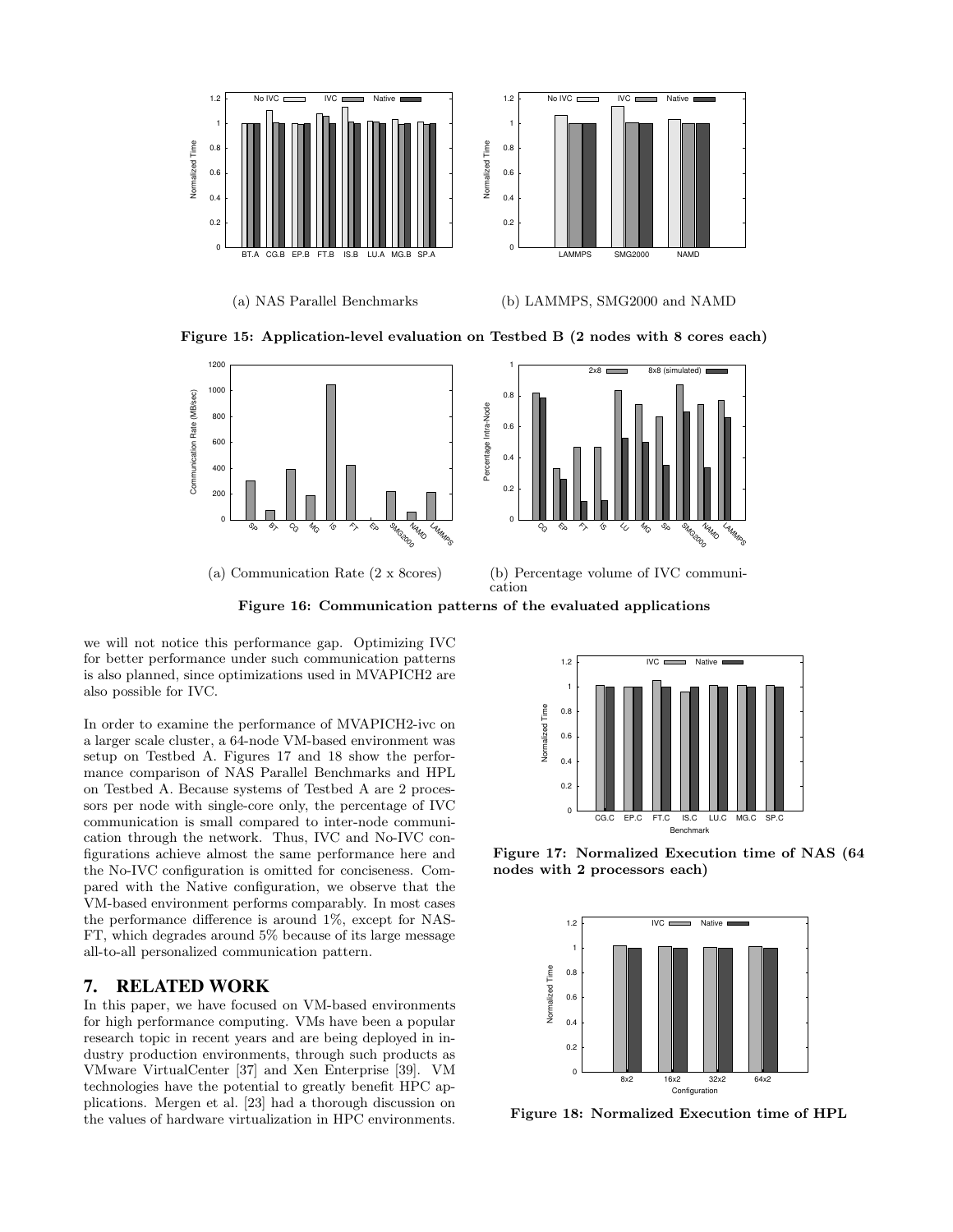(a) NAS Parallel Benchmarks

(b) LAMMPS, SMG2000 and NAMD

**Figure 15: Application-level evaluation on Testbed B (2 nodes with 8 cores each)**

(a) Communication Rate (2 x 8cores)

(b) Percentage volume of IVC communication

**Figure 16: Communication patterns of the evaluated applications**

we will not notice this performance gap. Optimizing IVC for better performance under such communication patterns is also planned, since optimizations used in MVAPICH2 are also possible for IVC.

In order to examine the performance of MVAPICH2-ivc on a larger scale cluster, a 64-node VM-based environment was setup on Testbed A. Figures 17 and 18 show the performance comparison of NAS Parallel Benchmarks and HPL on Testbed A. Because systems of Testbed A are 2 processors per node with single-core only, the percentage of IVC communication is small compared to inter-node communication through the network. Thus, IVC and No-IVC configurations achieve almost the same performance here and the No-IVC configuration is omitted for conciseness. Compared with the Native configuration, we observe that the VM-based environment performs comparably. In most cases the performance difference is around 1%, except for NAS-FT, which degrades around 5% because of its large message all-to-all personalized communication pattern.

**Figure 17: Normalized Execution time of NAS (64 nodes with 2 processors each)**

**Figure 18: Normalized Execution time of HPL**

## 7. RELATED WORK

In this paper, we have focused on VM-based environments for high performance computing. VMs have been a popular research topic in recent years and are being deployed in industry production environments, through such products as VMware VirtualCenter [37] and Xen Enterprise [39]. VM technologies have the potential to greatly benefit HPC applications. Mergen et al. [23] had a thorough discussion on the values of hardware virtualization in HPC environments.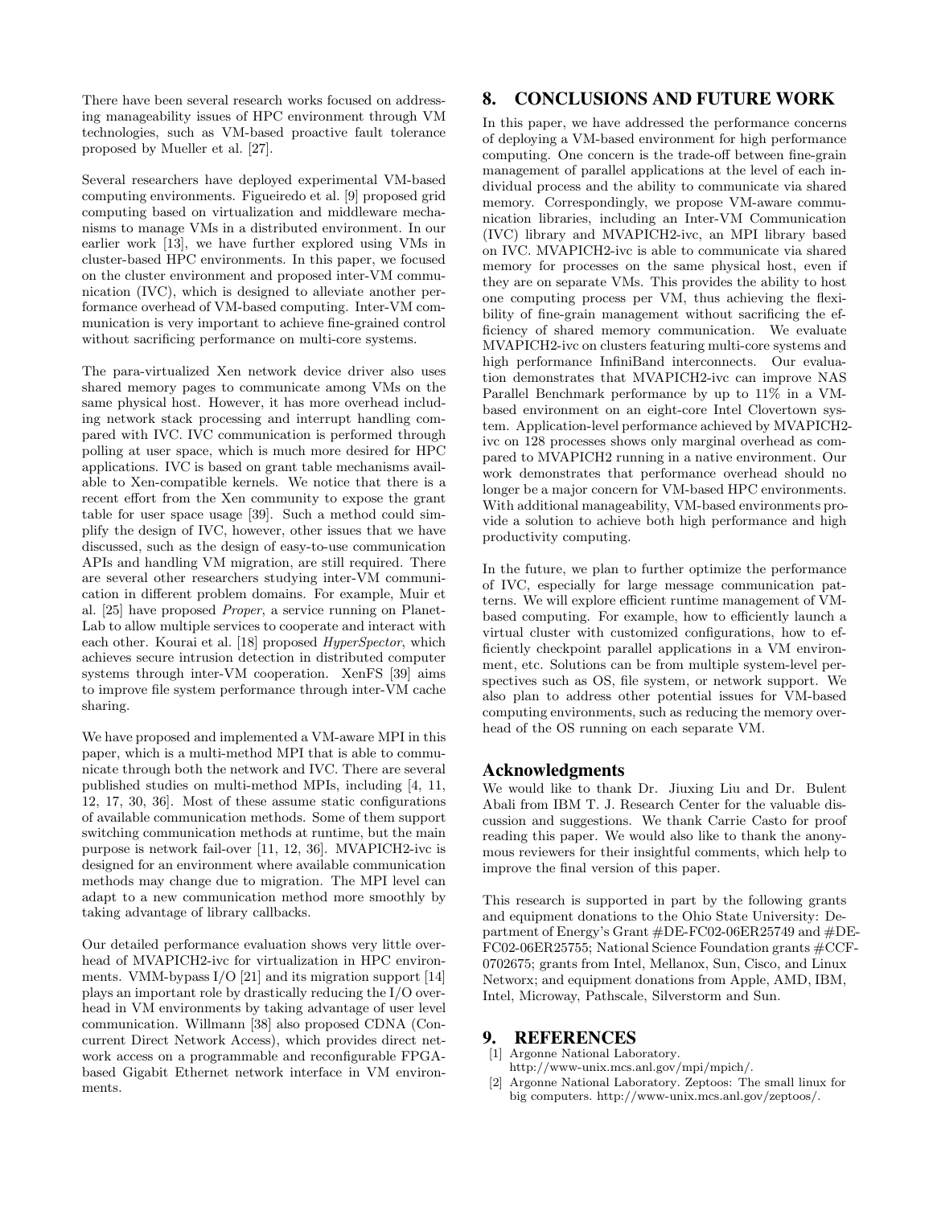There have been several research works focused on addressing manageability issues of HPC environment through VM technologies, such as VM-based proactive fault tolerance proposed by Mueller et al. [27].

Several researchers have deployed experimental VM-based computing environments. Figueiredo et al. [9] proposed grid computing based on virtualization and middleware mechanisms to manage VMs in a distributed environment. In our earlier work [13], we have further explored using VMs in cluster-based HPC environments. In this paper, we focused on the cluster environment and proposed inter-VM communication (IVC), which is designed to alleviate another performance overhead of VM-based computing. Inter-VM communication is very important to achieve fine-grained control without sacrificing performance on multi-core systems.

The para-virtualized Xen network device driver also uses shared memory pages to communicate among VMs on the same physical host. However, it has more overhead including network stack processing and interrupt handling compared with IVC. IVC communication is performed through polling at user space, which is much more desired for HPC applications. IVC is based on grant table mechanisms available to Xen-compatible kernels. We notice that there is a recent effort from the Xen community to expose the grant table for user space usage [39]. Such a method could simplify the design of IVC, however, other issues that we have discussed, such as the design of easy-to-use communication APIs and handling VM migration, are still required. There are several other researchers studying inter-VM communication in different problem domains. For example, Muir et al. [25] have proposed *Proper*, a service running on PlanetLab to allow multiple services to cooperate and interact with each other. Kourai et al. [18] proposed *HyperSpector*, which achieves secure intrusion detection in distributed computer systems through inter-VM cooperation. XenFS [39] aims to improve file system performance through inter-VM cache sharing.

We have proposed and implemented a VM-aware MPI in this paper, which is a multi-method MPI that is able to communicate through both the network and IVC. There are several published studies on multi-method MPIs, including [4, 11, 12, 17, 30, 36]. Most of these assume static configurations of available communication methods. Some of them support switching communication methods at runtime, but the main purpose is network fail-over [11, 12, 36]. MVAPICH2-ivc is designed for an environment where available communication methods may change due to migration. The MPI level can adapt to a new communication method more smoothly by taking advantage of library callbacks.

Our detailed performance evaluation shows very little overhead of MVAPICH2-ivc for virtualization in HPC environments. VMM-bypass I/O [21] and its migration support [14] plays an important role by drastically reducing the I/O overhead in VM environments by taking advantage of user level communication. Willmann [38] also proposed CDNA (Concurrent Direct Network Access), which provides direct network access on a programmable and reconfigurable FPGA-based Gigabit Ethernet network interface in VM environments.

# 8. CONCLUSIONS AND FUTURE WORK

In this paper, we have addressed the performance concerns of deploying a VM-based environment for high performance computing. One concern is the trade-off between fine-grain management of parallel applications at the level of each individual process and the ability to communicate via shared memory. Correspondingly, we propose VM-aware communication libraries, including an Inter-VM Communication (IVC) library and MVAPICH2-ivc, an MPI library based on IVC. MVAPICH2-ivc is able to communicate via shared memory for processes on the same physical host, even if they are on separate VMs. This provides the ability to host one computing process per VM, thus achieving the flexibility of fine-grain management without sacrificing the efficiency of shared memory communication. We evaluate MVAPICH2-ivc on clusters featuring multi-core systems and high performance InfiniBand interconnects. Our evaluation demonstrates that MVAPICH2-ivc can improve NAS Parallel Benchmark performance by up to 11% in a VM-based environment on an eight-core Intel Clovertown system. Application-level performance achieved by MVAPICH2-ivc on 128 processes shows only marginal overhead as compared to MVAPICH2 running in a native environment. Our work demonstrates that performance overhead should no longer be a major concern for VM-based HPC environments. With additional manageability, VM-based environments provide a solution to achieve both high performance and high productivity computing.

In the future, we plan to further optimize the performance of IVC, especially for large message communication patterns. We will explore efficient runtime management of VM-based computing. For example, how to efficiently launch a virtual cluster with customized configurations, how to efficiently checkpoint parallel applications in a VM environment, etc. Solutions can be from multiple system-level perspectives such as OS, file system, or network support. We also plan to address other potential issues for VM-based computing environments, such as reducing the memory overhead of the OS running on each separate VM.

## Acknowledgments

We would like to thank Dr. Jiuxing Liu and Dr. Bulent Abali from IBM T. J. Research Center for the valuable discussion and suggestions. We thank Carrie Casto for proof reading this paper. We would also like to thank the anonymous reviewers for their insightful comments, which help to improve the final version of this paper.

This research is supported in part by the following grants and equipment donations to the Ohio State University: Department of Energy's Grant #DE-FC02-06ER25749 and #DE-FC02-06ER25755; National Science Foundation grants #CCF-0702675; grants from Intel, Mellanox, Sun, Cisco, and Linux Networx; and equipment donations from Apple, AMD, IBM, Intel, Microway, Pathscale, Silverstorm and Sun.

# 9. REFERENCES

[1] Argonne National Laboratory. http://www-unix.mcs.anl.gov/mpi/mpich/.

[2] Argonne National Laboratory. Zeptoos: The small linux for big computers. http://www-unix.mcs.anl.gov/zeptoos/.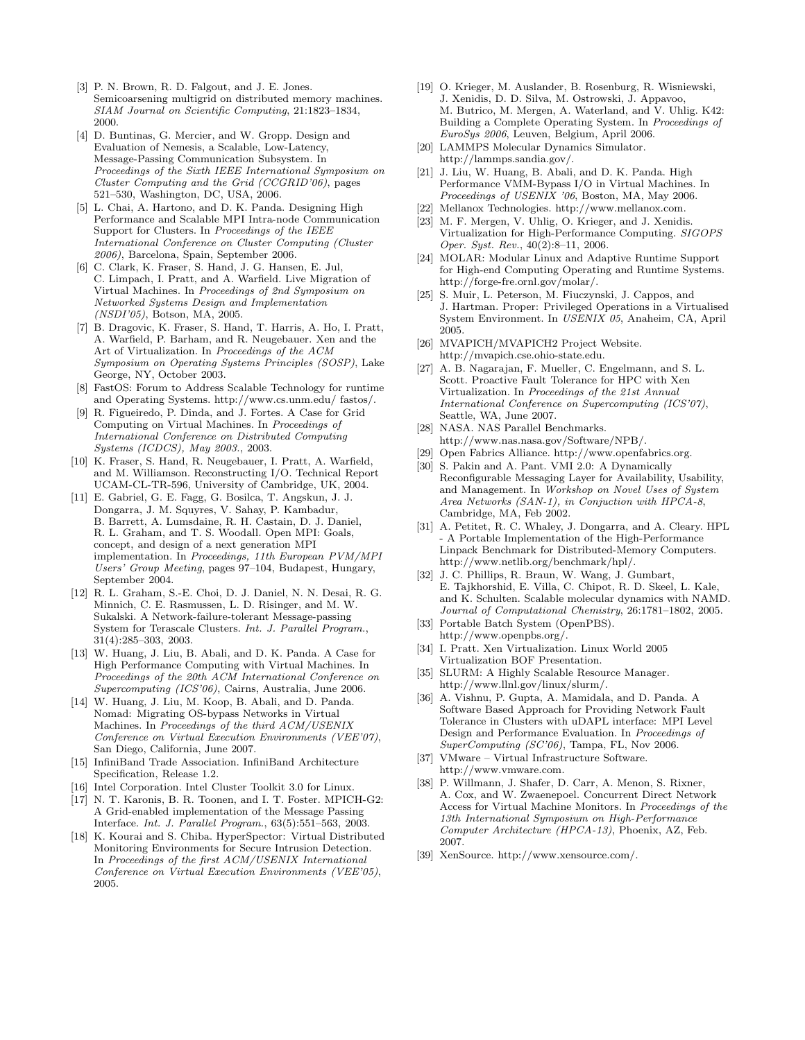- [3] P. N. Brown, R. D. Falgout, and J. E. Jones. Semicoarsening multigrid on distributed memory machines. *SIAM Journal on Scientific Computing*, 21:1823–1834, 2000.
- [4] D. Buntinas, G. Mercier, and W. Gropp. Design and Evaluation of Nemesis, a Scalable, Low-Latency, Message-Passing Communication Subsystem. In *Proceedings of the Sixth IEEE International Symposium on Cluster Computing and the Grid (CCGRID'06)*, pages 521–530, Washington, DC, USA, 2006.
- [5] L. Chai, A. Hartono, and D. K. Panda. Designing High Performance and Scalable MPI Intra-node Communication Support for Clusters. In *Proceedings of the IEEE International Conference on Cluster Computing (Cluster 2006)*, Barcelona, Spain, September 2006.
- [6] C. Clark, K. Fraser, S. Hand, J. G. Hansen, E. Jul, C. Limpach, I. Pratt, and A. Warfield. Live Migration of Virtual Machines. In *Proceedings of 2nd Symposium on Networked Systems Design and Implementation (NSDI'05)*, Botson, MA, 2005.
- [7] B. Dragovic, K. Fraser, S. Hand, T. Harris, A. Ho, I. Pratt, A. Warfield, P. Barham, and R. Neugebauer. Xen and the Art of Virtualization. In *Proceedings of the ACM Symposium on Operating Systems Principles (SOSP)*, Lake George, NY, October 2003.
- [8] FastOS: Forum to Address Scalable Technology for runtime and Operating Systems. http://www.cs.unm.edu/ fastos/.
- [9] R. Figueiredo, P. Dinda, and J. Fortes. A Case for Grid Computing on Virtual Machines. In *Proceedings of International Conference on Distributed Computing Systems (ICDCS), May 2003.*, 2003.
- [10] K. Fraser, S. Hand, R. Neugebauer, I. Pratt, A. Warfield, and M. Williamson. Reconstructing I/O. Technical Report UCAM-CL-TR-596, University of Cambridge, UK, 2004.
- [11] E. Gabriel, G. E. Fagg, G. Bosilca, T. Angskun, J. J. Dongarra, J. M. Squyres, V. Sahay, P. Kambadur, B. Barrett, A. Lumsdaine, R. H. Castain, D. J. Daniel, R. L. Graham, and T. S. Woodall. Open MPI: Goals, concept, and design of a next generation MPI implementation. In *Proceedings, 11th European PVM/MPI Users' Group Meeting*, pages 97–104, Budapest, Hungary, September 2004.
- [12] R. L. Graham, S.-E. Choi, D. J. Daniel, N. N. Desai, R. G. Minnich, C. E. Rasmussen, L. D. Risinger, and M. W. Sukalski. A Network-failure-tolerant Message-passing System for Terascale Clusters. *Int. J. Parallel Program.*, 31(4):285–303, 2003.
- [13] W. Huang, J. Liu, B. Abali, and D. K. Panda. A Case for High Performance Computing with Virtual Machines. In *Proceedings of the 20th ACM International Conference on Supercomputing (ICS'06)*, Cairns, Australia, June 2006.
- [14] W. Huang, J. Liu, M. Koop, B. Abali, and D. Panda. Nomad: Migrating OS-bypass Networks in Virtual Machines. In *Proceedings of the third ACM/USENIX Conference on Virtual Execution Environments (VEE'07)*, San Diego, California, June 2007.
- [15] InfiniBand Trade Association. InfiniBand Architecture Specification, Release 1.2.
- [16] Intel Corporation. Intel Cluster Toolkit 3.0 for Linux.
- [17] N. T. Karonis, B. R. Toonen, and I. T. Foster. MPICH-G2: A Grid-enabled implementation of the Message Passing Interface. *Int. J. Parallel Program.*, 63(5):551–563, 2003.
- [18] K. Kourai and S. Chiba. HyperSpector: Virtual Distributed Monitoring Environments for Secure Intrusion Detection. In *Proceedings of the first ACM/USENIX International Conference on Virtual Execution Environments (VEE'05)*, 2005.
- [19] O. Krieger, M. Auslander, B. Rosenburg, R. Wisniewski, J. Xenidis, D. D. Silva, M. Ostrowski, J. Appavoo, M. Butrico, M. Mergen, A. Waterland, and V. Uhlig. K42: Building a Complete Operating System. In *Proceedings of EuroSys 2006*, Leuven, Belgium, April 2006.
- [20] LAMMPS Molecular Dynamics Simulator. http://lammps.sandia.gov/.
- [21] J. Liu, W. Huang, B. Abali, and D. K. Panda. High Performance VMM-Bypass I/O in Virtual Machines. In *Proceedings of USENIX '06*, Boston, MA, May 2006.
- [22] Mellanox Technologies. http://www.mellanox.com.
- [23] M. F. Mergen, V. Uhlig, O. Krieger, and J. Xenidis. Virtualization for High-Performance Computing. *SIGOPS Oper. Syst. Rev.*, 40(2):8–11, 2006.
- [24] MOLAR: Modular Linux and Adaptive Runtime Support for High-end Computing Operating and Runtime Systems. http://forge-fre.ornl.gov/molar/.
- [25] S. Muir, L. Peterson, M. Fiuczynski, J. Cappos, and J. Hartman. Proper: Privileged Operations in a Virtualised System Environment. In *USENIX 05*, Anaheim, CA, April 2005.
- [26] MVAPICH/MVAPICH2 Project Website. http://mvapich.cse.ohio-state.edu.
- [27] A. B. Nagarajan, F. Mueller, C. Engelmann, and S. L. Scott. Proactive Fault Tolerance for HPC with Xen Virtualization. In *Proceedings of the 21st Annual International Conference on Supercomputing (ICS'07)*, Seattle, WA, June 2007.
- [28] NASA. NAS Parallel Benchmarks. http://www.nas.nasa.gov/Software/NPB/.
- [29] Open Fabrics Alliance. http://www.openfabrics.org.
- [30] S. Pakin and A. Pant. VMI 2.0: A Dynamically Reconfigurable Messaging Layer for Availability, Usability, and Management. In *Workshop on Novel Uses of System Area Networks (SAN-1), in Conjuction with HPCA-8*, Cambridge, MA, Feb 2002.
- [31] A. Petitet, R. C. Whaley, J. Dongarra, and A. Cleary. HPL - A Portable Implementation of the High-Performance Linpack Benchmark for Distributed-Memory Computers. http://www.netlib.org/benchmark/hpl/.
- [32] J. C. Phillips, R. Braun, W. Wang, J. Gumbart, E. Tajkhorshid, E. Villa, C. Chipot, R. D. Skeel, L. Kale, and K. Schulten. Scalable molecular dynamics with NAMD. *Journal of Computational Chemistry*, 26:1781–1802, 2005.
- [33] Portable Batch System (OpenPBS). http://www.openpbs.org/.
- [34] I. Pratt. Xen Virtualization. Linux World 2005 Virtualization BOF Presentation.
- [35] SLURM: A Highly Scalable Resource Manager. http://www.llnl.gov/linux/slurm/.
- [36] A. Vishnu, P. Gupta, A. Mamidala, and D. Panda. A Software Based Approach for Providing Network Fault Tolerance in Clusters with uDAPL interface: MPI Level Design and Performance Evaluation. In *Proceedings of SuperComputing (SC'06)*, Tampa, FL, Nov 2006.
- [37] VMware – Virtual Infrastructure Software. http://www.vmware.com.
- [38] P. Willmann, J. Shafer, D. Carr, A. Menon, S. Rixner, A. Cox, and W. Zwaenepoel. Concurrent Direct Network Access for Virtual Machine Monitors. In *Proceedings of the 13th International Symposium on High-Performance Computer Architecture (HPCA-13)*, Phoenix, AZ, Feb. 2007.
- [39] XenSource. http://www.xensource.com/.